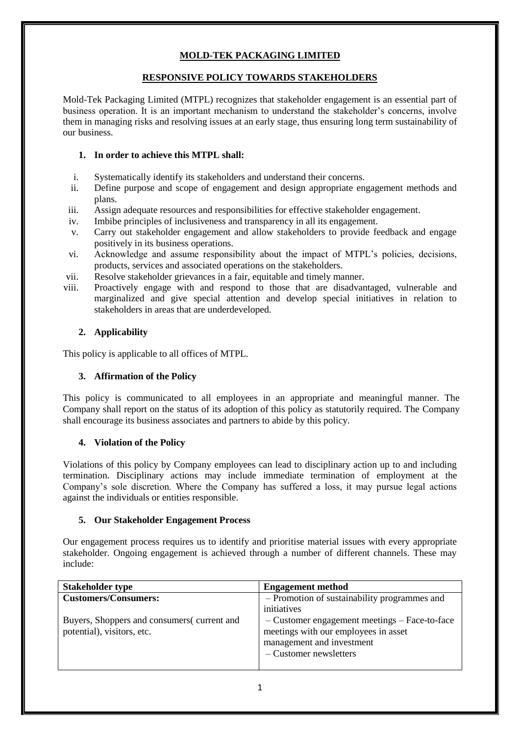**MOLD-TEK PACKAGING LIMITED**

**RESPONSIVE POLICY TOWARDS STAKEHOLDERS**

Mold-Tek Packaging Limited (MTPL) recognizes that stakeholder engagement is an essential part of business operation. It is an important mechanism to understand the stakeholder's concerns, involve them in managing risks and resolving issues at an early stage, thus ensuring long term sustainability of our business.

**1. In order to achieve this MTPL shall:**

i. Systematically identify its stakeholders and understand their concerns.
ii. Define purpose and scope of engagement and design appropriate engagement methods and plans.
iii. Assign adequate resources and responsibilities for effective stakeholder engagement.
iv. Imbibe principles of inclusiveness and transparency in all its engagement.
v. Carry out stakeholder engagement and allow stakeholders to provide feedback and engage positively in its business operations.
vi. Acknowledge and assume responsibility about the impact of MTPL's policies, decisions, products, services and associated operations on the stakeholders.
vii. Resolve stakeholder grievances in a fair, equitable and timely manner.
viii. Proactively engage with and respond to those that are disadvantaged, vulnerable and marginalized and give special attention and develop special initiatives in relation to stakeholders in areas that are underdeveloped.

**2. Applicability**

This policy is applicable to all offices of MTPL.

**3. Affirmation of the Policy**

This policy is communicated to all employees in an appropriate and meaningful manner. The Company shall report on the status of its adoption of this policy as statutorily required. The Company shall encourage its business associates and partners to abide by this policy.

**4. Violation of the Policy**

Violations of this policy by Company employees can lead to disciplinary action up to and including termination. Disciplinary actions may include immediate termination of employment at the Company's sole discretion. Where the Company has suffered a loss, it may pursue legal actions against the individuals or entities responsible.

**5. Our Stakeholder Engagement Process**

Our engagement process requires us to identify and prioritise material issues with every appropriate stakeholder. Ongoing engagement is achieved through a number of different channels. These may include:

| Stakeholder type | Engagement method |
|---|---|
| **Customers/Consumers:**<br><br>Buyers, Shoppers and consumers( current and potential), visitors, etc. | – Promotion of sustainability programmes and initiatives<br>– Customer engagement meetings – Face-to-face meetings with our employees in asset management and investment<br>– Customer newsletters |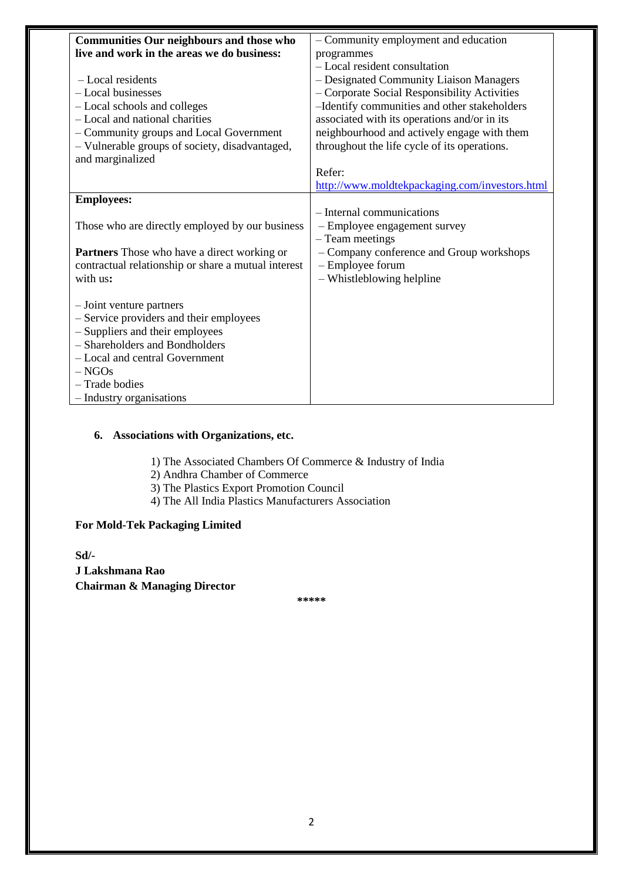| | |
|---|---|
| **Communities Our neighbours and those who live and work in the areas we do business:**<br><br>– Local residents<br>– Local businesses<br>– Local schools and colleges<br>– Local and national charities<br>– Community groups and Local Government<br>– Vulnerable groups of society, disadvantaged, and marginalized | – Community employment and education programmes<br>– Local resident consultation<br>– Designated Community Liaison Managers<br>– Corporate Social Responsibility Activities<br>–Identify communities and other stakeholders associated with its operations and/or in its neighbourhood and actively engage with them throughout the life cycle of its operations.<br><br>Refer:<br>http://www.moldtekpackaging.com/investors.html |
| **Employees:**<br><br>Those who are directly employed by our business<br><br>**Partners** Those who have a direct working or contractual relationship or share a mutual interest with us**:**<br><br>– Joint venture partners<br>– Service providers and their employees<br>– Suppliers and their employees<br>– Shareholders and Bondholders<br>– Local and central Government<br>– NGOs<br>– Trade bodies<br>– Industry organisations | – Internal communications<br>– Employee engagement survey<br>– Team meetings<br>– Company conference and Group workshops<br>– Employee forum<br>– Whistleblowing helpline |

**6. Associations with Organizations, etc.**

1) The Associated Chambers Of Commerce & Industry of India
2) Andhra Chamber of Commerce
3) The Plastics Export Promotion Council
4) The All India Plastics Manufacturers Association

**For Mold-Tek Packaging Limited**

**Sd/-**
**J Lakshmana Rao**
**Chairman & Managing Director**

*****